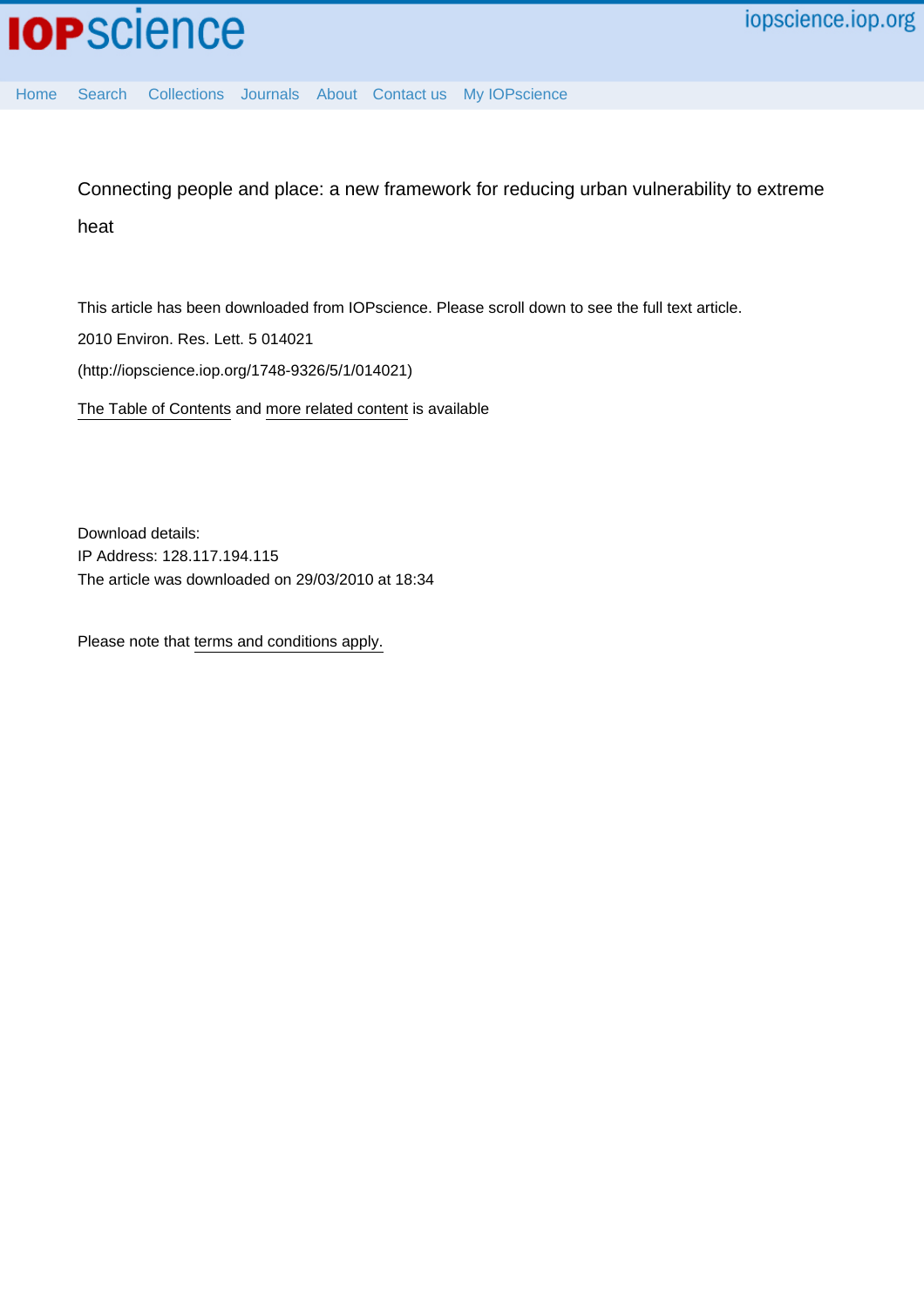IOPscience

iopscience.iop.org

Home Search Collections Journals About Contact us My IOPscience

# Connecting people and place: a new framework for reducing urban vulnerability to extreme heat

This article has been downloaded from IOPscience. Please scroll down to see the full text article.

2010 Environ. Res. Lett. 5 014021

(http://iopscience.iop.org/1748-9326/5/1/014021)

The Table of Contents and more related content is available

Download details:
IP Address: 128.117.194.115
The article was downloaded on 29/03/2010 at 18:34

Please note that terms and conditions apply.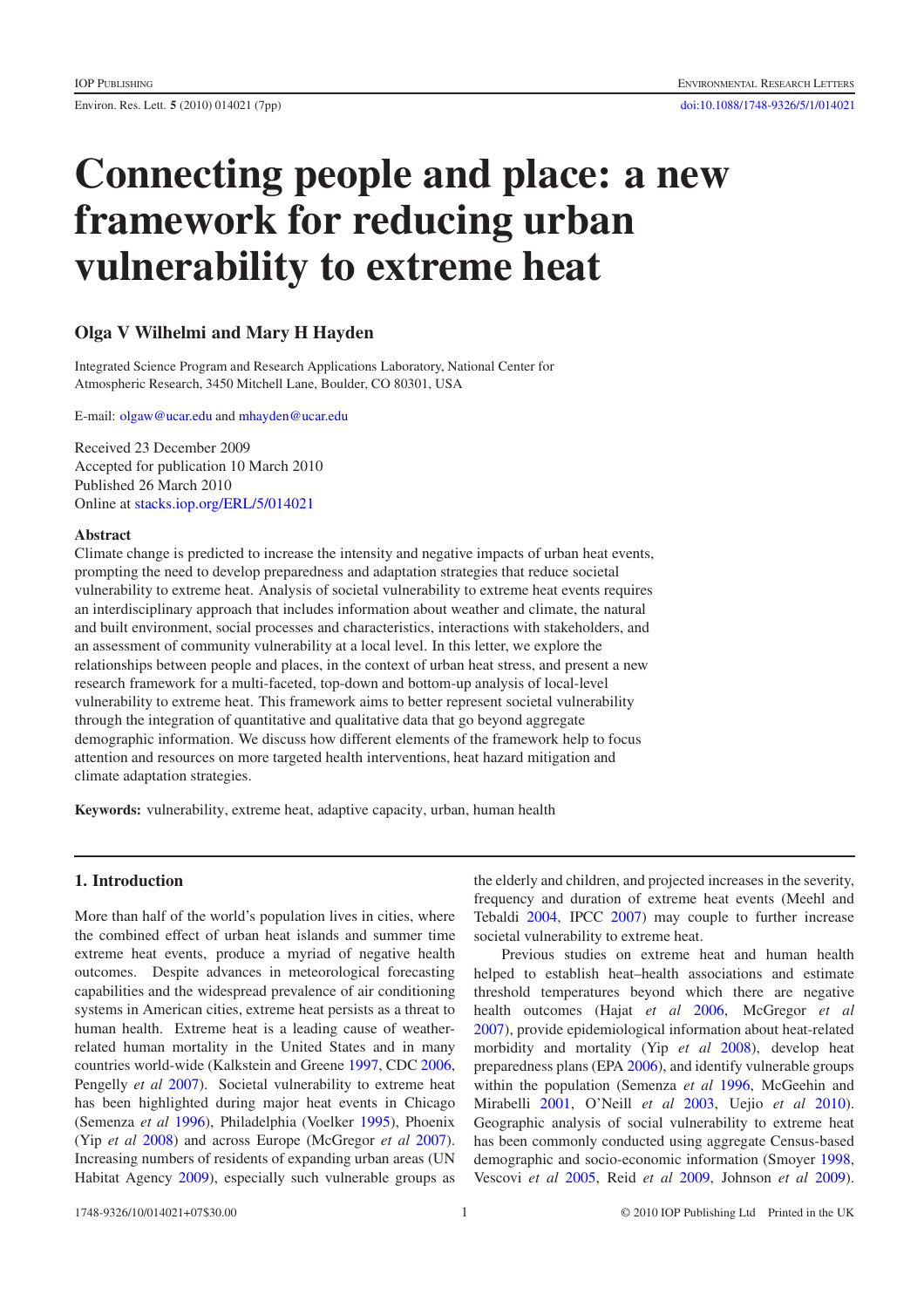# Connecting people and place: a new framework for reducing urban vulnerability to extreme heat

## Olga V Wilhelmi and Mary H Hayden

Integrated Science Program and Research Applications Laboratory, National Center for Atmospheric Research, 3450 Mitchell Lane, Boulder, CO 80301, USA

E-mail: olgaw@ucar.edu and mhayden@ucar.edu

Received 23 December 2009
Accepted for publication 10 March 2010
Published 26 March 2010
Online at stacks.iop.org/ERL/5/014021

### Abstract

Climate change is predicted to increase the intensity and negative impacts of urban heat events, prompting the need to develop preparedness and adaptation strategies that reduce societal vulnerability to extreme heat. Analysis of societal vulnerability to extreme heat events requires an interdisciplinary approach that includes information about weather and climate, the natural and built environment, social processes and characteristics, interactions with stakeholders, and an assessment of community vulnerability at a local level. In this letter, we explore the relationships between people and places, in the context of urban heat stress, and present a new research framework for a multi-faceted, top-down and bottom-up analysis of local-level vulnerability to extreme heat. This framework aims to better represent societal vulnerability through the integration of quantitative and qualitative data that go beyond aggregate demographic information. We discuss how different elements of the framework help to focus attention and resources on more targeted health interventions, heat hazard mitigation and climate adaptation strategies.

**Keywords:** vulnerability, extreme heat, adaptive capacity, urban, human health

## 1. Introduction

More than half of the world's population lives in cities, where the combined effect of urban heat islands and summer time extreme heat events, produce a myriad of negative health outcomes. Despite advances in meteorological forecasting capabilities and the widespread prevalence of air conditioning systems in American cities, extreme heat persists as a threat to human health. Extreme heat is a leading cause of weather-related human mortality in the United States and in many countries world-wide (Kalkstein and Greene 1997, CDC 2006, Pengelly *et al* 2007). Societal vulnerability to extreme heat has been highlighted during major heat events in Chicago (Semenza *et al* 1996), Philadelphia (Voelker 1995), Phoenix (Yip *et al* 2008) and across Europe (McGregor *et al* 2007). Increasing numbers of residents of expanding urban areas (UN Habitat Agency 2009), especially such vulnerable groups as the elderly and children, and projected increases in the severity, frequency and duration of extreme heat events (Meehl and Tebaldi 2004, IPCC 2007) may couple to further increase societal vulnerability to extreme heat.

Previous studies on extreme heat and human health helped to establish heat–health associations and estimate threshold temperatures beyond which there are negative health outcomes (Hajat *et al* 2006, McGregor *et al* 2007), provide epidemiological information about heat-related morbidity and mortality (Yip *et al* 2008), develop heat preparedness plans (EPA 2006), and identify vulnerable groups within the population (Semenza *et al* 1996, McGeehin and Mirabelli 2001, O'Neill *et al* 2003, Uejio *et al* 2010). Geographic analysis of social vulnerability to extreme heat has been commonly conducted using aggregate Census-based demographic and socio-economic information (Smoyer 1998, Vescovi *et al* 2005, Reid *et al* 2009, Johnson *et al* 2009).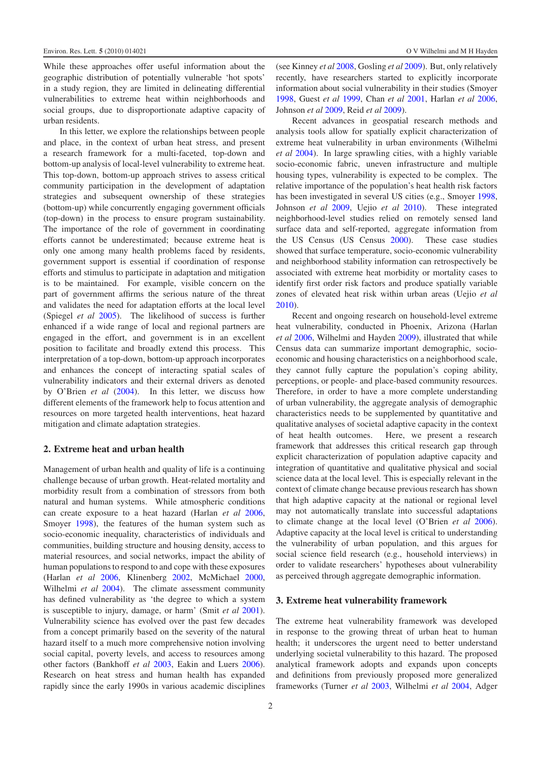While these approaches offer useful information about the geographic distribution of potentially vulnerable 'hot spots' in a study region, they are limited in delineating differential vulnerabilities to extreme heat within neighborhoods and social groups, due to disproportionate adaptive capacity of urban residents.

In this letter, we explore the relationships between people and place, in the context of urban heat stress, and present a research framework for a multi-faceted, top-down and bottom-up analysis of local-level vulnerability to extreme heat. This top-down, bottom-up approach strives to assess critical community participation in the development of adaptation strategies and subsequent ownership of these strategies (bottom-up) while concurrently engaging government officials (top-down) in the process to ensure program sustainability. The importance of the role of government in coordinating efforts cannot be underestimated; because extreme heat is only one among many health problems faced by residents, government support is essential if coordination of response efforts and stimulus to participate in adaptation and mitigation is to be maintained. For example, visible concern on the part of government affirms the serious nature of the threat and validates the need for adaptation efforts at the local level (Spiegel *et al* 2005). The likelihood of success is further enhanced if a wide range of local and regional partners are engaged in the effort, and government is in an excellent position to facilitate and broadly extend this process. This interpretation of a top-down, bottom-up approach incorporates and enhances the concept of interacting spatial scales of vulnerability indicators and their external drivers as denoted by O'Brien *et al* (2004). In this letter, we discuss how different elements of the framework help to focus attention and resources on more targeted health interventions, heat hazard mitigation and climate adaptation strategies.

## 2. Extreme heat and urban health

Management of urban health and quality of life is a continuing challenge because of urban growth. Heat-related mortality and morbidity result from a combination of stressors from both natural and human systems. While atmospheric conditions can create exposure to a heat hazard (Harlan *et al* 2006, Smoyer 1998), the features of the human system such as socio-economic inequality, characteristics of individuals and communities, building structure and housing density, access to material resources, and social networks, impact the ability of human populations to respond to and cope with these exposures (Harlan *et al* 2006, Klinenberg 2002, McMichael 2000, Wilhelmi *et al* 2004). The climate assessment community has defined vulnerability as 'the degree to which a system is susceptible to injury, damage, or harm' (Smit *et al* 2001). Vulnerability science has evolved over the past few decades from a concept primarily based on the severity of the natural hazard itself to a much more comprehensive notion involving social capital, poverty levels, and access to resources among other factors (Bankhoff *et al* 2003, Eakin and Luers 2006). Research on heat stress and human health has expanded rapidly since the early 1990s in various academic disciplines (see Kinney *et al* 2008, Gosling *et al* 2009). But, only relatively recently, have researchers started to explicitly incorporate information about social vulnerability in their studies (Smoyer 1998, Guest *et al* 1999, Chan *et al* 2001, Harlan *et al* 2006, Johnson *et al* 2009, Reid *et al* 2009).

Recent advances in geospatial research methods and analysis tools allow for spatially explicit characterization of extreme heat vulnerability in urban environments (Wilhelmi *et al* 2004). In large sprawling cities, with a highly variable socio-economic fabric, uneven infrastructure and multiple housing types, vulnerability is expected to be complex. The relative importance of the population's heat health risk factors has been investigated in several US cities (e.g., Smoyer 1998, Johnson *et al* 2009, Uejio *et al* 2010). These integrated neighborhood-level studies relied on remotely sensed land surface data and self-reported, aggregate information from the US Census (US Census 2000). These case studies showed that surface temperature, socio-economic vulnerability and neighborhood stability information can retrospectively be associated with extreme heat morbidity or mortality cases to identify first order risk factors and produce spatially variable zones of elevated heat risk within urban areas (Uejio *et al* 2010).

Recent and ongoing research on household-level extreme heat vulnerability, conducted in Phoenix, Arizona (Harlan *et al* 2006, Wilhelmi and Hayden 2009), illustrated that while Census data can summarize important demographic, socio-economic and housing characteristics on a neighborhood scale, they cannot fully capture the population's coping ability, perceptions, or people- and place-based community resources. Therefore, in order to have a more complete understanding of urban vulnerability, the aggregate analysis of demographic characteristics needs to be supplemented by quantitative and qualitative analyses of societal adaptive capacity in the context of heat health outcomes. Here, we present a research framework that addresses this critical research gap through explicit characterization of population adaptive capacity and integration of quantitative and qualitative physical and social science data at the local level. This is especially relevant in the context of climate change because previous research has shown that high adaptive capacity at the national or regional level may not automatically translate into successful adaptations to climate change at the local level (O'Brien *et al* 2006). Adaptive capacity at the local level is critical to understanding the vulnerability of urban population, and this argues for social science field research (e.g., household interviews) in order to validate researchers' hypotheses about vulnerability as perceived through aggregate demographic information.

## 3. Extreme heat vulnerability framework

The extreme heat vulnerability framework was developed in response to the growing threat of urban heat to human health; it underscores the urgent need to better understand underlying societal vulnerability to this hazard. The proposed analytical framework adopts and expands upon concepts and definitions from previously proposed more generalized frameworks (Turner *et al* 2003, Wilhelmi *et al* 2004, Adger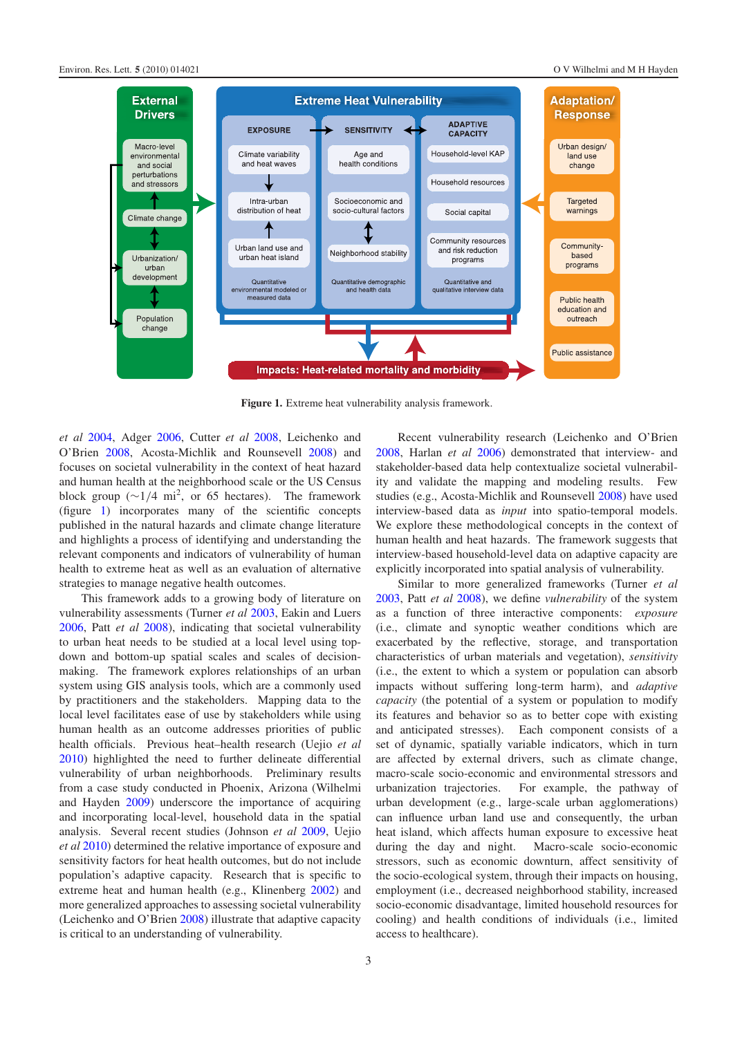**Figure 1.** Extreme heat vulnerability analysis framework.

*et al* 2004, Adger 2006, Cutter *et al* 2008, Leichenko and O'Brien 2008, Acosta-Michlik and Rounsevell 2008) and focuses on societal vulnerability in the context of heat hazard and human health at the neighborhood scale or the US Census block group (∼1/4 mi$^2$, or 65 hectares). The framework (figure 1) incorporates many of the scientific concepts published in the natural hazards and climate change literature and highlights a process of identifying and understanding the relevant components and indicators of vulnerability of human health to extreme heat as well as an evaluation of alternative strategies to manage negative health outcomes.

This framework adds to a growing body of literature on vulnerability assessments (Turner *et al* 2003, Eakin and Luers 2006, Patt *et al* 2008), indicating that societal vulnerability to urban heat needs to be studied at a local level using top-down and bottom-up spatial scales and scales of decision-making. The framework explores relationships of an urban system using GIS analysis tools, which are a commonly used by practitioners and the stakeholders. Mapping data to the local level facilitates ease of use by stakeholders while using human health as an outcome addresses priorities of public health officials. Previous heat–health research (Uejio *et al* 2010) highlighted the need to further delineate differential vulnerability of urban neighborhoods. Preliminary results from a case study conducted in Phoenix, Arizona (Wilhelmi and Hayden 2009) underscore the importance of acquiring and incorporating local-level, household data in the spatial analysis. Several recent studies (Johnson *et al* 2009, Uejio *et al* 2010) determined the relative importance of exposure and sensitivity factors for heat health outcomes, but do not include population's adaptive capacity. Research that is specific to extreme heat and human health (e.g., Klinenberg 2002) and more generalized approaches to assessing societal vulnerability (Leichenko and O'Brien 2008) illustrate that adaptive capacity is critical to an understanding of vulnerability.

Recent vulnerability research (Leichenko and O'Brien 2008, Harlan *et al* 2006) demonstrated that interview- and stakeholder-based data help contextualize societal vulnerability and validate the mapping and modeling results. Few studies (e.g., Acosta-Michlik and Rounsevell 2008) have used interview-based data as *input* into spatio-temporal models. We explore these methodological concepts in the context of human health and heat hazards. The framework suggests that interview-based household-level data on adaptive capacity are explicitly incorporated into spatial analysis of vulnerability.

Similar to more generalized frameworks (Turner *et al* 2003, Patt *et al* 2008), we define *vulnerability* of the system as a function of three interactive components: *exposure* (i.e., climate and synoptic weather conditions which are exacerbated by the reflective, storage, and transportation characteristics of urban materials and vegetation), *sensitivity* (i.e., the extent to which a system or population can absorb impacts without suffering long-term harm), and *adaptive capacity* (the potential of a system or population to modify its features and behavior so as to better cope with existing and anticipated stresses). Each component consists of a set of dynamic, spatially variable indicators, which in turn are affected by external drivers, such as climate change, macro-scale socio-economic and environmental stressors and urbanization trajectories. For example, the pathway of urban development (e.g., large-scale urban agglomerations) can influence urban land use and consequently, the urban heat island, which affects human exposure to excessive heat during the day and night. Macro-scale socio-economic stressors, such as economic downturn, affect sensitivity of the socio-ecological system, through their impacts on housing, employment (i.e., decreased neighborhood stability, increased socio-economic disadvantage, limited household resources for cooling) and health conditions of individuals (i.e., limited access to healthcare).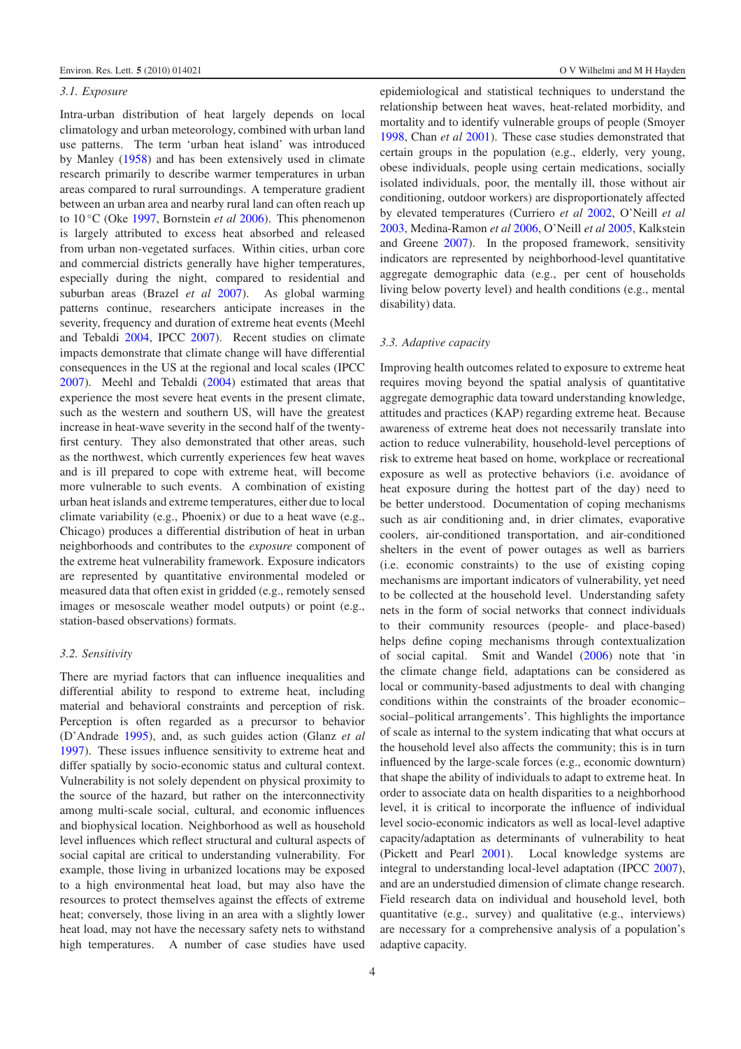### 3.1. Exposure

Intra-urban distribution of heat largely depends on local climatology and urban meteorology, combined with urban land use patterns. The term 'urban heat island' was introduced by Manley (1958) and has been extensively used in climate research primarily to describe warmer temperatures in urban areas compared to rural surroundings. A temperature gradient between an urban area and nearby rural land can often reach up to 10 °C (Oke 1997, Bornstein *et al* 2006). This phenomenon is largely attributed to excess heat absorbed and released from urban non-vegetated surfaces. Within cities, urban core and commercial districts generally have higher temperatures, especially during the night, compared to residential and suburban areas (Brazel *et al* 2007). As global warming patterns continue, researchers anticipate increases in the severity, frequency and duration of extreme heat events (Meehl and Tebaldi 2004, IPCC 2007). Recent studies on climate impacts demonstrate that climate change will have differential consequences in the US at the regional and local scales (IPCC 2007). Meehl and Tebaldi (2004) estimated that areas that experience the most severe heat events in the present climate, such as the western and southern US, will have the greatest increase in heat-wave severity in the second half of the twenty-first century. They also demonstrated that other areas, such as the northwest, which currently experiences few heat waves and is ill prepared to cope with extreme heat, will become more vulnerable to such events. A combination of existing urban heat islands and extreme temperatures, either due to local climate variability (e.g., Phoenix) or due to a heat wave (e.g., Chicago) produces a differential distribution of heat in urban neighborhoods and contributes to the *exposure* component of the extreme heat vulnerability framework. Exposure indicators are represented by quantitative environmental modeled or measured data that often exist in gridded (e.g., remotely sensed images or mesoscale weather model outputs) or point (e.g., station-based observations) formats.

### 3.2. Sensitivity

There are myriad factors that can influence inequalities and differential ability to respond to extreme heat, including material and behavioral constraints and perception of risk. Perception is often regarded as a precursor to behavior (D'Andrade 1995), and, as such guides action (Glanz *et al* 1997). These issues influence sensitivity to extreme heat and differ spatially by socio-economic status and cultural context. Vulnerability is not solely dependent on physical proximity to the source of the hazard, but rather on the interconnectivity among multi-scale social, cultural, and economic influences and biophysical location. Neighborhood as well as household level influences which reflect structural and cultural aspects of social capital are critical to understanding vulnerability. For example, those living in urbanized locations may be exposed to a high environmental heat load, but may also have the resources to protect themselves against the effects of extreme heat; conversely, those living in an area with a slightly lower heat load, may not have the necessary safety nets to withstand high temperatures. A number of case studies have used epidemiological and statistical techniques to understand the relationship between heat waves, heat-related morbidity, and mortality and to identify vulnerable groups of people (Smoyer 1998, Chan *et al* 2001). These case studies demonstrated that certain groups in the population (e.g., elderly, very young, obese individuals, people using certain medications, socially isolated individuals, poor, the mentally ill, those without air conditioning, outdoor workers) are disproportionately affected by elevated temperatures (Curriero *et al* 2002, O'Neill *et al* 2003, Medina-Ramon *et al* 2006, O'Neill *et al* 2005, Kalkstein and Greene 2007). In the proposed framework, sensitivity indicators are represented by neighborhood-level quantitative aggregate demographic data (e.g., per cent of households living below poverty level) and health conditions (e.g., mental disability) data.

### 3.3. Adaptive capacity

Improving health outcomes related to exposure to extreme heat requires moving beyond the spatial analysis of quantitative aggregate demographic data toward understanding knowledge, attitudes and practices (KAP) regarding extreme heat. Because awareness of extreme heat does not necessarily translate into action to reduce vulnerability, household-level perceptions of risk to extreme heat based on home, workplace or recreational exposure as well as protective behaviors (i.e. avoidance of heat exposure during the hottest part of the day) need to be better understood. Documentation of coping mechanisms such as air conditioning and, in drier climates, evaporative coolers, air-conditioned transportation, and air-conditioned shelters in the event of power outages as well as barriers (i.e. economic constraints) to the use of existing coping mechanisms are important indicators of vulnerability, yet need to be collected at the household level. Understanding safety nets in the form of social networks that connect individuals to their community resources (people- and place-based) helps define coping mechanisms through contextualization of social capital. Smit and Wandel (2006) note that 'in the climate change field, adaptations can be considered as local or community-based adjustments to deal with changing conditions within the constraints of the broader economic–social–political arrangements'. This highlights the importance of scale as internal to the system indicating that what occurs at the household level also affects the community; this is in turn influenced by the large-scale forces (e.g., economic downturn) that shape the ability of individuals to adapt to extreme heat. In order to associate data on health disparities to a neighborhood level, it is critical to incorporate the influence of individual level socio-economic indicators as well as local-level adaptive capacity/adaptation as determinants of vulnerability to heat (Pickett and Pearl 2001). Local knowledge systems are integral to understanding local-level adaptation (IPCC 2007), and are an understudied dimension of climate change research. Field research data on individual and household level, both quantitative (e.g., survey) and qualitative (e.g., interviews) are necessary for a comprehensive analysis of a population's adaptive capacity.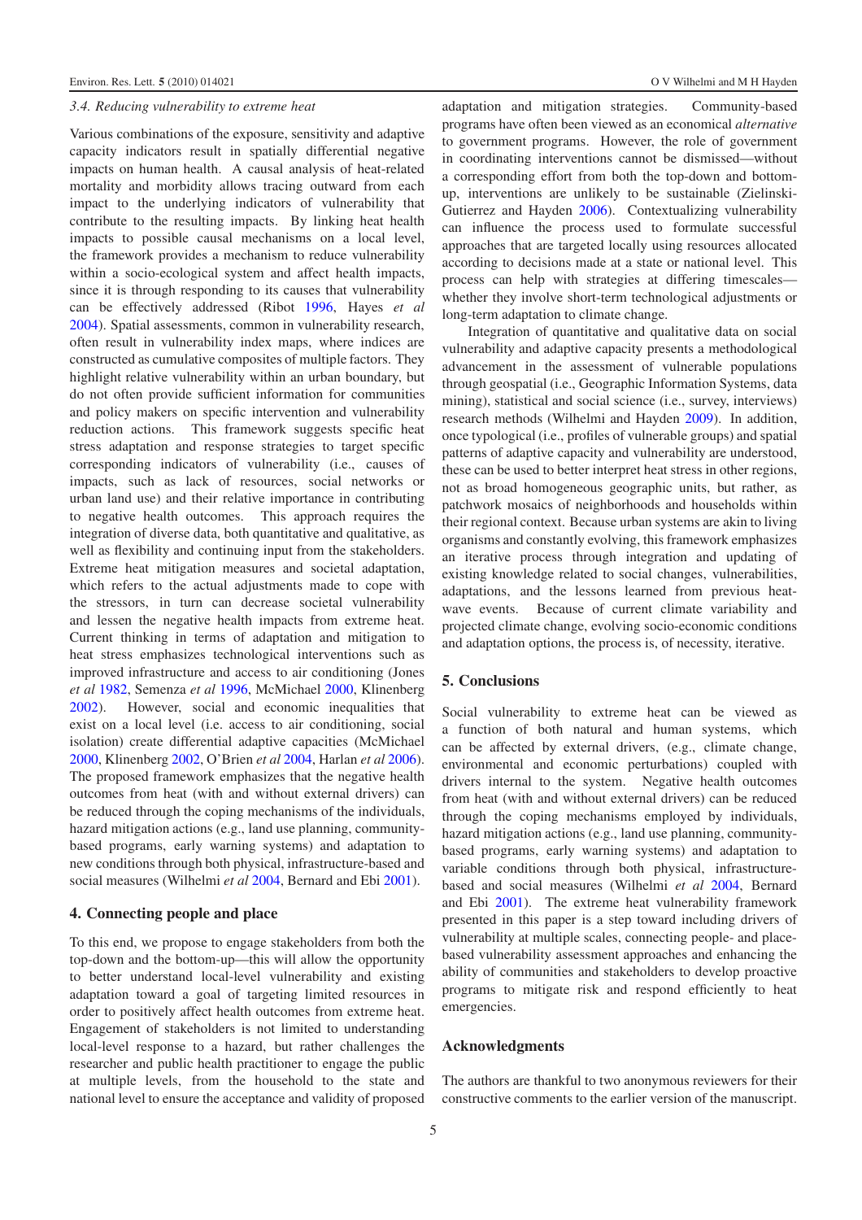### 3.4. Reducing vulnerability to extreme heat

Various combinations of the exposure, sensitivity and adaptive capacity indicators result in spatially differential negative impacts on human health. A causal analysis of heat-related mortality and morbidity allows tracing outward from each impact to the underlying indicators of vulnerability that contribute to the resulting impacts. By linking heat health impacts to possible causal mechanisms on a local level, the framework provides a mechanism to reduce vulnerability within a socio-ecological system and affect health impacts, since it is through responding to its causes that vulnerability can be effectively addressed (Ribot 1996, Hayes *et al* 2004). Spatial assessments, common in vulnerability research, often result in vulnerability index maps, where indices are constructed as cumulative composites of multiple factors. They highlight relative vulnerability within an urban boundary, but do not often provide sufficient information for communities and policy makers on specific intervention and vulnerability reduction actions. This framework suggests specific heat stress adaptation and response strategies to target specific corresponding indicators of vulnerability (i.e., causes of impacts, such as lack of resources, social networks or urban land use) and their relative importance in contributing to negative health outcomes. This approach requires the integration of diverse data, both quantitative and qualitative, as well as flexibility and continuing input from the stakeholders. Extreme heat mitigation measures and societal adaptation, which refers to the actual adjustments made to cope with the stressors, in turn can decrease societal vulnerability and lessen the negative health impacts from extreme heat. Current thinking in terms of adaptation and mitigation to heat stress emphasizes technological interventions such as improved infrastructure and access to air conditioning (Jones *et al* 1982, Semenza *et al* 1996, McMichael 2000, Klinenberg 2002). However, social and economic inequalities that exist on a local level (i.e. access to air conditioning, social isolation) create differential adaptive capacities (McMichael 2000, Klinenberg 2002, O'Brien *et al* 2004, Harlan *et al* 2006). The proposed framework emphasizes that the negative health outcomes from heat (with and without external drivers) can be reduced through the coping mechanisms of the individuals, hazard mitigation actions (e.g., land use planning, community-based programs, early warning systems) and adaptation to new conditions through both physical, infrastructure-based and social measures (Wilhelmi *et al* 2004, Bernard and Ebi 2001).

## 4. Connecting people and place

To this end, we propose to engage stakeholders from both the top-down and the bottom-up—this will allow the opportunity to better understand local-level vulnerability and existing adaptation toward a goal of targeting limited resources in order to positively affect health outcomes from extreme heat. Engagement of stakeholders is not limited to understanding local-level response to a hazard, but rather challenges the researcher and public health practitioner to engage the public at multiple levels, from the household to the state and national level to ensure the acceptance and validity of proposed adaptation and mitigation strategies. Community-based programs have often been viewed as an economical *alternative* to government programs. However, the role of government in coordinating interventions cannot be dismissed—without a corresponding effort from both the top-down and bottom-up, interventions are unlikely to be sustainable (Zielinski-Gutierrez and Hayden 2006). Contextualizing vulnerability can influence the process used to formulate successful approaches that are targeted locally using resources allocated according to decisions made at a state or national level. This process can help with strategies at differing timescales—whether they involve short-term technological adjustments or long-term adaptation to climate change.

Integration of quantitative and qualitative data on social vulnerability and adaptive capacity presents a methodological advancement in the assessment of vulnerable populations through geospatial (i.e., Geographic Information Systems, data mining), statistical and social science (i.e., survey, interviews) research methods (Wilhelmi and Hayden 2009). In addition, once typological (i.e., profiles of vulnerable groups) and spatial patterns of adaptive capacity and vulnerability are understood, these can be used to better interpret heat stress in other regions, not as broad homogeneous geographic units, but rather, as patchwork mosaics of neighborhoods and households within their regional context. Because urban systems are akin to living organisms and constantly evolving, this framework emphasizes an iterative process through integration and updating of existing knowledge related to social changes, vulnerabilities, adaptations, and the lessons learned from previous heat-wave events. Because of current climate variability and projected climate change, evolving socio-economic conditions and adaptation options, the process is, of necessity, iterative.

## 5. Conclusions

Social vulnerability to extreme heat can be viewed as a function of both natural and human systems, which can be affected by external drivers, (e.g., climate change, environmental and economic perturbations) coupled with drivers internal to the system. Negative health outcomes from heat (with and without external drivers) can be reduced through the coping mechanisms employed by individuals, hazard mitigation actions (e.g., land use planning, community-based programs, early warning systems) and adaptation to variable conditions through both physical, infrastructure-based and social measures (Wilhelmi *et al* 2004, Bernard and Ebi 2001). The extreme heat vulnerability framework presented in this paper is a step toward including drivers of vulnerability at multiple scales, connecting people- and place-based vulnerability assessment approaches and enhancing the ability of communities and stakeholders to develop proactive programs to mitigate risk and respond efficiently to heat emergencies.

## Acknowledgments

The authors are thankful to two anonymous reviewers for their constructive comments to the earlier version of the manuscript.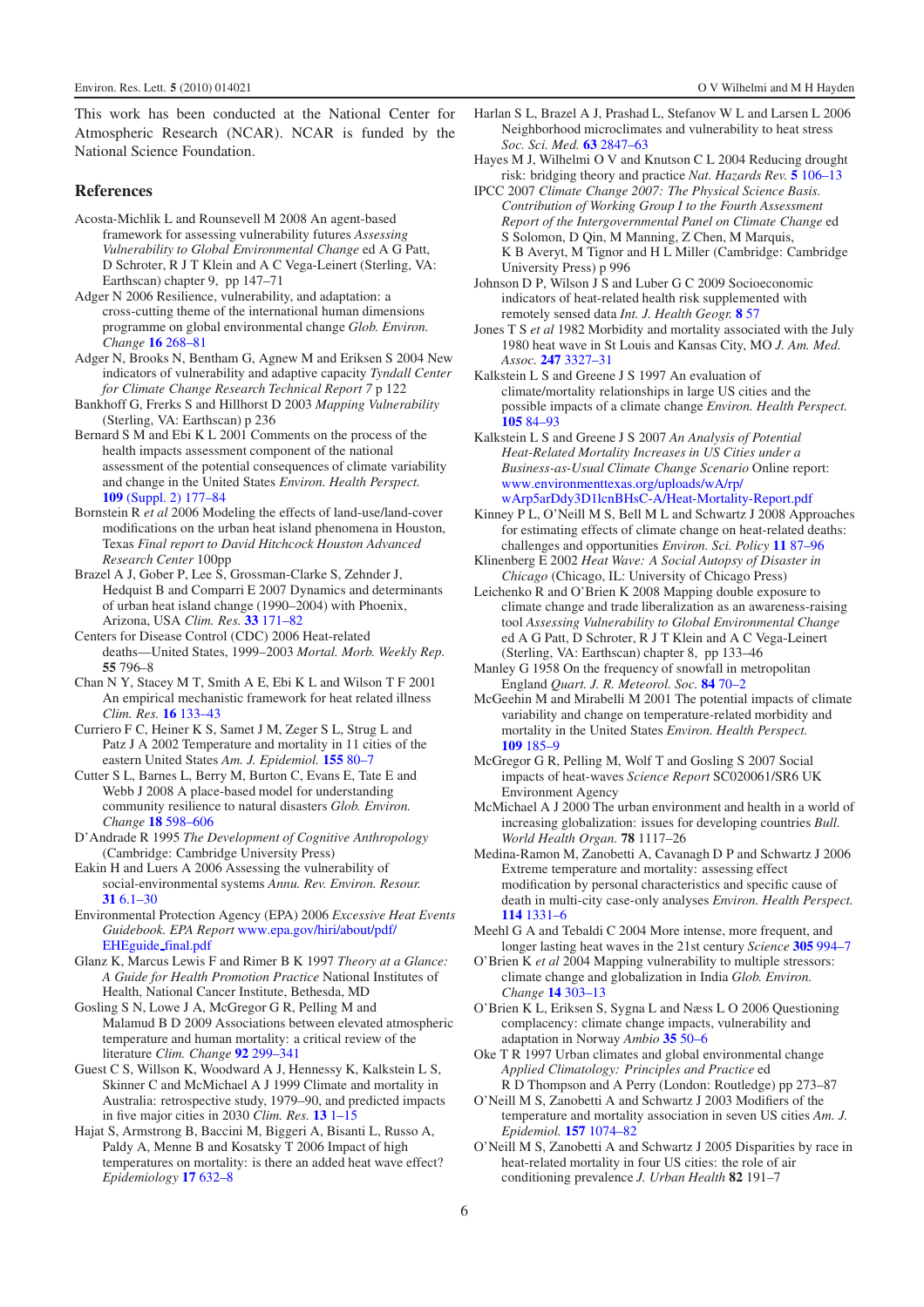This work has been conducted at the National Center for Atmospheric Research (NCAR). NCAR is funded by the National Science Foundation.

## References

Acosta-Michlik L and Rounsevell M 2008 An agent-based framework for assessing vulnerability futures *Assessing Vulnerability to Global Environmental Change* ed A G Patt, D Schroter, R J T Klein and A C Vega-Leinert (Sterling, VA: Earthscan) chapter 9, pp 147–71

Adger N 2006 Resilience, vulnerability, and adaptation: a cross-cutting theme of the international human dimensions programme on global environmental change *Glob. Environ. Change* **16** 268–81

Adger N, Brooks N, Bentham G, Agnew M and Eriksen S 2004 New indicators of vulnerability and adaptive capacity *Tyndall Center for Climate Change Research Technical Report 7* p 122

Bankhoff G, Frerks S and Hillhorst D 2003 *Mapping Vulnerability* (Sterling, VA: Earthscan) p 236

Bernard S M and Ebi K L 2001 Comments on the process of the health impacts assessment component of the national assessment of the potential consequences of climate variability and change in the United States *Environ. Health Perspect.* **109** (Suppl. 2) 177–84

Bornstein R *et al* 2006 Modeling the effects of land-use/land-cover modifications on the urban heat island phenomena in Houston, Texas *Final report to David Hitchcock Houston Advanced Research Center* 100pp

Brazel A J, Gober P, Lee S, Grossman-Clarke S, Zehnder J, Hedquist B and Comparri E 2007 Dynamics and determinants of urban heat island change (1990–2004) with Phoenix, Arizona, USA *Clim. Res.* **33** 171–82

Centers for Disease Control (CDC) 2006 Heat-related deaths—United States, 1999–2003 *Mortal. Morb. Weekly Rep.* **55** 796–8

Chan N Y, Stacey M T, Smith A E, Ebi K L and Wilson T F 2001 An empirical mechanistic framework for heat related illness *Clim. Res.* **16** 133–43

Curriero F C, Heiner K S, Samet J M, Zeger S L, Strug L and Patz J A 2002 Temperature and mortality in 11 cities of the eastern United States *Am. J. Epidemiol.* **155** 80–7

Cutter S L, Barnes L, Berry M, Burton C, Evans E, Tate E and Webb J 2008 A place-based model for understanding community resilience to natural disasters *Glob. Environ. Change* **18** 598–606

D'Andrade R 1995 *The Development of Cognitive Anthropology* (Cambridge: Cambridge University Press)

Eakin H and Luers A 2006 Assessing the vulnerability of social-environmental systems *Annu. Rev. Environ. Resour.* **31** 6.1–30

Environmental Protection Agency (EPA) 2006 *Excessive Heat Events Guidebook. EPA Report* www.epa.gov/hiri/about/pdf/EHEguide_final.pdf

Glanz K, Marcus Lewis F and Rimer B K 1997 *Theory at a Glance: A Guide for Health Promotion Practice* National Institutes of Health, National Cancer Institute, Bethesda, MD

Gosling S N, Lowe J A, McGregor G R, Pelling M and Malamud B D 2009 Associations between elevated atmospheric temperature and human mortality: a critical review of the literature *Clim. Change* **92** 299–341

Guest C S, Willson K, Woodward A J, Hennessy K, Kalkstein L S, Skinner C and McMichael A J 1999 Climate and mortality in Australia: retrospective study, 1979–90, and predicted impacts in five major cities in 2030 *Clim. Res.* **13** 1–15

Hajat S, Armstrong B, Baccini M, Biggeri A, Bisanti L, Russo A, Paldy A, Menne B and Kosatsky T 2006 Impact of high temperatures on mortality: is there an added heat wave effect? *Epidemiology* **17** 632–8

Harlan S L, Brazel A J, Prashad L, Stefanov W L and Larsen L 2006 Neighborhood microclimates and vulnerability to heat stress *Soc. Sci. Med.* **63** 2847–63

Hayes M J, Wilhelmi O V and Knutson C L 2004 Reducing drought risk: bridging theory and practice *Nat. Hazards Rev.* **5** 106–13

IPCC 2007 *Climate Change 2007: The Physical Science Basis. Contribution of Working Group I to the Fourth Assessment Report of the Intergovernmental Panel on Climate Change* ed S Solomon, D Qin, M Manning, Z Chen, M Marquis, K B Averyt, M Tignor and H L Miller (Cambridge: Cambridge University Press) p 996

Johnson D P, Wilson J S and Luber G C 2009 Socioeconomic indicators of heat-related health risk supplemented with remotely sensed data *Int. J. Health Geogr.* **8** 57

Jones T S *et al* 1982 Morbidity and mortality associated with the July 1980 heat wave in St Louis and Kansas City, MO *J. Am. Med. Assoc.* **247** 3327–31

Kalkstein L S and Greene J S 1997 An evaluation of climate/mortality relationships in large US cities and the possible impacts of a climate change *Environ. Health Perspect.* **105** 84–93

Kalkstein L S and Greene J S 2007 *An Analysis of Potential Heat-Related Mortality Increases in US Cities under a Business-as-Usual Climate Change Scenario* Online report: www.environmenttexas.org/uploads/wA/rp/wArp5arDdy3D1lcnBHsC-A/Heat-Mortality-Report.pdf

Kinney P L, O'Neill M S, Bell M L and Schwartz J 2008 Approaches for estimating effects of climate change on heat-related deaths: challenges and opportunities *Environ. Sci. Policy* **11** 87–96

Klinenberg E 2002 *Heat Wave: A Social Autopsy of Disaster in Chicago* (Chicago, IL: University of Chicago Press)

Leichenko R and O'Brien K 2008 Mapping double exposure to climate change and trade liberalization as an awareness-raising tool *Assessing Vulnerability to Global Environmental Change* ed A G Patt, D Schroter, R J T Klein and A C Vega-Leinert (Sterling, VA: Earthscan) chapter 8, pp 133–46

Manley G 1958 On the frequency of snowfall in metropolitan England *Quart. J. R. Meteorol. Soc.* **84** 70–2

McGeehin M and Mirabelli M 2001 The potential impacts of climate variability and change on temperature-related morbidity and mortality in the United States *Environ. Health Perspect.* **109** 185–9

McGregor G R, Pelling M, Wolf T and Gosling S 2007 Social impacts of heat-waves *Science Report* SC020061/SR6 UK Environment Agency

McMichael A J 2000 The urban environment and health in a world of increasing globalization: issues for developing countries *Bull. World Health Organ.* **78** 1117–26

Medina-Ramon M, Zanobetti A, Cavanagh D P and Schwartz J 2006 Extreme temperature and mortality: assessing effect modification by personal characteristics and specific cause of death in multi-city case-only analyses *Environ. Health Perspect.* **114** 1331–6

Meehl G A and Tebaldi C 2004 More intense, more frequent, and longer lasting heat waves in the 21st century *Science* **305** 994–7

O'Brien K L *et al* 2004 Mapping vulnerability to multiple stressors: climate change and globalization in India *Glob. Environ. Change* **14** 303–13

O'Brien K L, Eriksen S, Sygna L and Næss L O 2006 Questioning complacency: climate change impacts, vulnerability and adaptation in Norway *Ambio* **35** 50–6

Oke T R 1997 Urban climates and global environmental change *Applied Climatology: Principles and Practice* ed R D Thompson and A Perry (London: Routledge) pp 273–87

O'Neill M S, Zanobetti A and Schwartz J 2003 Modifiers of the temperature and mortality association in seven US cities *Am. J. Epidemiol.* **157** 1074–82

O'Neill M S, Zanobetti A and Schwartz J 2005 Disparities by race in heat-related mortality in four US cities: the role of air conditioning prevalence *J. Urban Health* **82** 191–7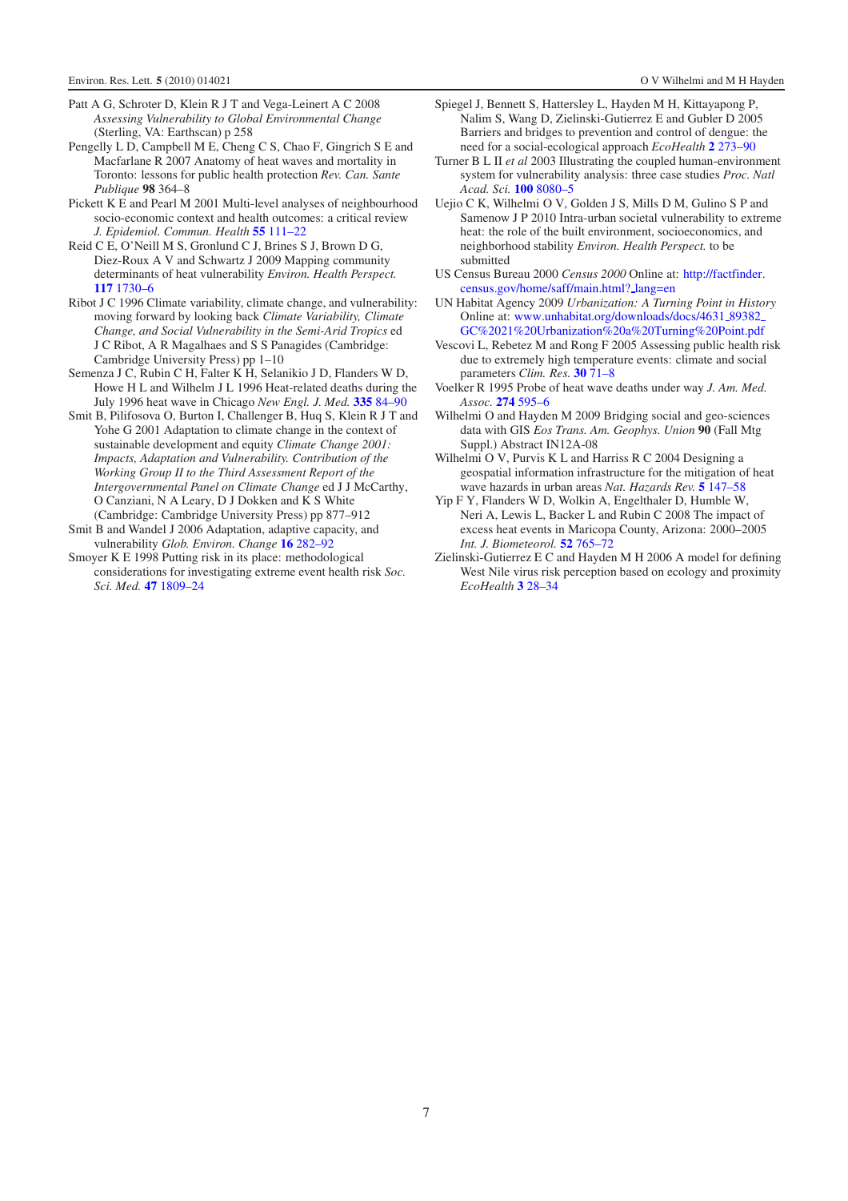Patt A G, Schroter D, Klein R J T and Vega-Leinert A C 2008 *Assessing Vulnerability to Global Environmental Change* (Sterling, VA: Earthscan) p 258

Pengelly L D, Campbell M E, Cheng C S, Chao F, Gingrich S E and Macfarlane R 2007 Anatomy of heat waves and mortality in Toronto: lessons for public health protection *Rev. Can. Sante Publique* **98** 364–8

Pickett K E and Pearl M 2001 Multi-level analyses of neighbourhood socio-economic context and health outcomes: a critical review *J. Epidemiol. Commun. Health* **55** 111–22

Reid C E, O'Neill M S, Gronlund C J, Brines S J, Brown D G, Diez-Roux A V and Schwartz J 2009 Mapping community determinants of heat vulnerability *Environ. Health Perspect.* **117** 1730–6

Ribot J C 1996 Climate variability, climate change, and vulnerability: moving forward by looking back *Climate Variability, Climate Change, and Social Vulnerability in the Semi-Arid Tropics* ed J C Ribot, A R Magalhaes and S S Panagides (Cambridge: Cambridge University Press) pp 1–10

Semenza J C, Rubin C H, Falter K H, Selanikio J D, Flanders W D, Howe H L and Wilhelm J L 1996 Heat-related deaths during the July 1996 heat wave in Chicago *New Engl. J. Med.* **335** 84–90

Smit B, Pilifosova O, Burton I, Challenger B, Huq S, Klein R J T and Yohe G 2001 Adaptation to climate change in the context of sustainable development and equity *Climate Change 2001: Impacts, Adaptation and Vulnerability. Contribution of the Working Group II to the Third Assessment Report of the Intergovernmental Panel on Climate Change* ed J J McCarthy, O Canziani, N A Leary, D J Dokken and K S White (Cambridge: Cambridge University Press) pp 877–912

Smit B and Wandel J 2006 Adaptation, adaptive capacity, and vulnerability *Glob. Environ. Change* **16** 282–92

Smoyer K E 1998 Putting risk in its place: methodological considerations for investigating extreme event health risk *Soc. Sci. Med.* **47** 1809–24

Spiegel J, Bennett S, Hattersley L, Hayden M H, Kittayapong P, Nalim S, Wang D, Zielinski-Gutierrez E and Gubler D 2005 Barriers and bridges to prevention and control of dengue: the need for a social-ecological approach *EcoHealth* **2** 273–90

Turner B L II *et al* 2003 Illustrating the coupled human-environment system for vulnerability analysis: three case studies *Proc. Natl Acad. Sci.* **100** 8080–5

Uejio C K, Wilhelmi O V, Golden J S, Mills D M, Gulino S P and Samenow J P 2010 Intra-urban societal vulnerability to extreme heat: the role of the built environment, socioeconomics, and neighborhood stability *Environ. Health Perspect.* to be submitted

US Census Bureau 2000 *Census 2000* Online at: http://factfinder.census.gov/home/saff/main.html?_lang=en

UN Habitat Agency 2009 *Urbanization: A Turning Point in History* Online at: www.unhabitat.org/downloads/docs/4631_89382_GC%2021%20Urbanization%20a%20Turning%20Point.pdf

Vescovi L, Rebetez M and Rong F 2005 Assessing public health risk due to extremely high temperature events: climate and social parameters *Clim. Res.* **30** 71–8

Voelker R 1995 Probe of heat wave deaths under way *J. Am. Med. Assoc.* **274** 595–6

Wilhelmi O and Hayden M 2009 Bridging social and geo-sciences data with GIS *Eos Trans. Am. Geophys. Union* **90** (Fall Mtg Suppl.) Abstract IN12A-08

Wilhelmi O V, Purvis K L and Harriss R C 2004 Designing a geospatial information infrastructure for the mitigation of heat wave hazards in urban areas *Nat. Hazards Rev.* **5** 147–58

Yip F Y, Flanders W D, Wolkin A, Engelthaler D, Humble W, Neri A, Lewis L, Backer L and Rubin C 2008 The impact of excess heat events in Maricopa County, Arizona: 2000–2005 *Int. J. Biometeorol.* **52** 765–72

Zielinski-Gutierrez E C and Hayden M H 2006 A model for defining West Nile virus risk perception based on ecology and proximity *EcoHealth* **3** 28–34